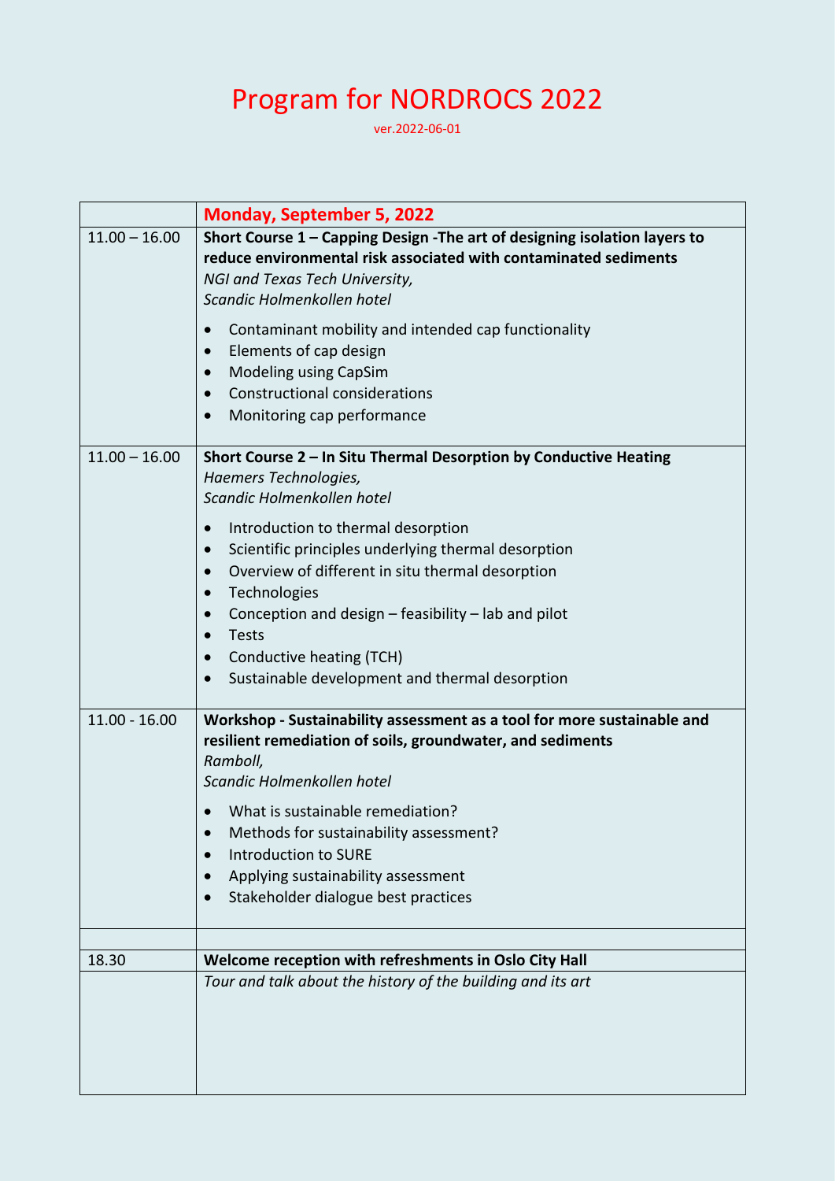# Program for NORDROCS 2022

ver.2022-06-01

| | **Monday, September 5, 2022** |
|---|---|
| 11.00 – 16.00 | **Short Course 1 – Capping Design -The art of designing isolation layers to reduce environmental risk associated with contaminated sediments**<br>*NGI and Texas Tech University,*<br>*Scandic Holmenkollen hotel*<br>• Contaminant mobility and intended cap functionality<br>• Elements of cap design<br>• Modeling using CapSim<br>• Constructional considerations<br>• Monitoring cap performance |
| 11.00 – 16.00 | **Short Course 2 – In Situ Thermal Desorption by Conductive Heating**<br>*Haemers Technologies,*<br>*Scandic Holmenkollen hotel*<br>• Introduction to thermal desorption<br>• Scientific principles underlying thermal desorption<br>• Overview of different in situ thermal desorption<br>• Technologies<br>• Conception and design – feasibility – lab and pilot<br>• Tests<br>• Conductive heating (TCH)<br>• Sustainable development and thermal desorption |
| 11.00 - 16.00 | **Workshop - Sustainability assessment as a tool for more sustainable and resilient remediation of soils, groundwater, and sediments**<br>*Ramboll,*<br>*Scandic Holmenkollen hotel*<br>• What is sustainable remediation?<br>• Methods for sustainability assessment?<br>• Introduction to SURE<br>• Applying sustainability assessment<br>• Stakeholder dialogue best practices |
| | |
| 18.30 | **Welcome reception with refreshments in Oslo City Hall** |
| | *Tour and talk about the history of the building and its art* |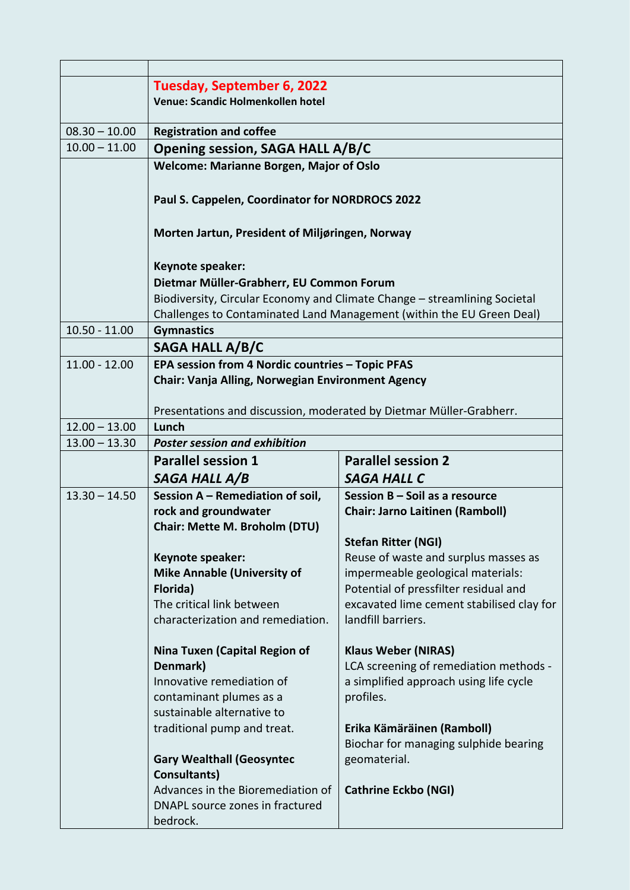| | |
|---|---|
| | **Tuesday, September 6, 2022**<br>**Venue: Scandic Holmenkollen hotel** |
| 08.30 – 10.00 | **Registration and coffee** |
| 10.00 – 11.00 | **Opening session, SAGA HALL A/B/C** |
| | **Welcome: Marianne Borgen, Major of Oslo**<br><br>**Paul S. Cappelen, Coordinator for NORDROCS 2022**<br><br>**Morten Jartun, President of Miljøringen, Norway**<br><br>**Keynote speaker:**<br>**Dietmar Müller-Grabherr, EU Common Forum**<br>Biodiversity, Circular Economy and Climate Change – streamlining Societal Challenges to Contaminated Land Management (within the EU Green Deal) |
| 10.50 - 11.00 | **Gymnastics** |
| | **SAGA HALL A/B/C** |
| 11.00 - 12.00 | **EPA session from 4 Nordic countries – Topic PFAS**<br>**Chair: Vanja Alling, Norwegian Environment Agency**<br><br>Presentations and discussion, moderated by Dietmar Müller-Grabherr. |
| 12.00 – 13.00 | **Lunch** |
| 13.00 – 13.30 | ***Poster session and exhibition*** |

| | | |
|---|---|---|
| | **Parallel session 1**<br>***SAGA HALL A/B*** | **Parallel session 2**<br>***SAGA HALL C*** |
| 13.30 – 14.50 | **Session A – Remediation of soil, rock and groundwater**<br>**Chair: Mette M. Broholm (DTU)**<br><br>**Keynote speaker:**<br>**Mike Annable (University of Florida)**<br>The critical link between characterization and remediation.<br><br>**Nina Tuxen (Capital Region of Denmark)**<br>Innovative remediation of contaminant plumes as a sustainable alternative to traditional pump and treat.<br><br>**Gary Wealthall (Geosyntec Consultants)**<br>Advances in the Bioremediation of DNAPL source zones in fractured bedrock. | **Session B – Soil as a resource**<br>**Chair: Jarno Laitinen (Ramboll)**<br><br>**Stefan Ritter (NGI)**<br>Reuse of waste and surplus masses as impermeable geological materials: Potential of pressfilter residual and excavated lime cement stabilised clay for landfill barriers.<br><br>**Klaus Weber (NIRAS)**<br>LCA screening of remediation methods - a simplified approach using life cycle profiles.<br><br>**Erika Kämäräinen (Ramboll)**<br>Biochar for managing sulphide bearing geomaterial.<br><br>**Cathrine Eckbo (NGI)** |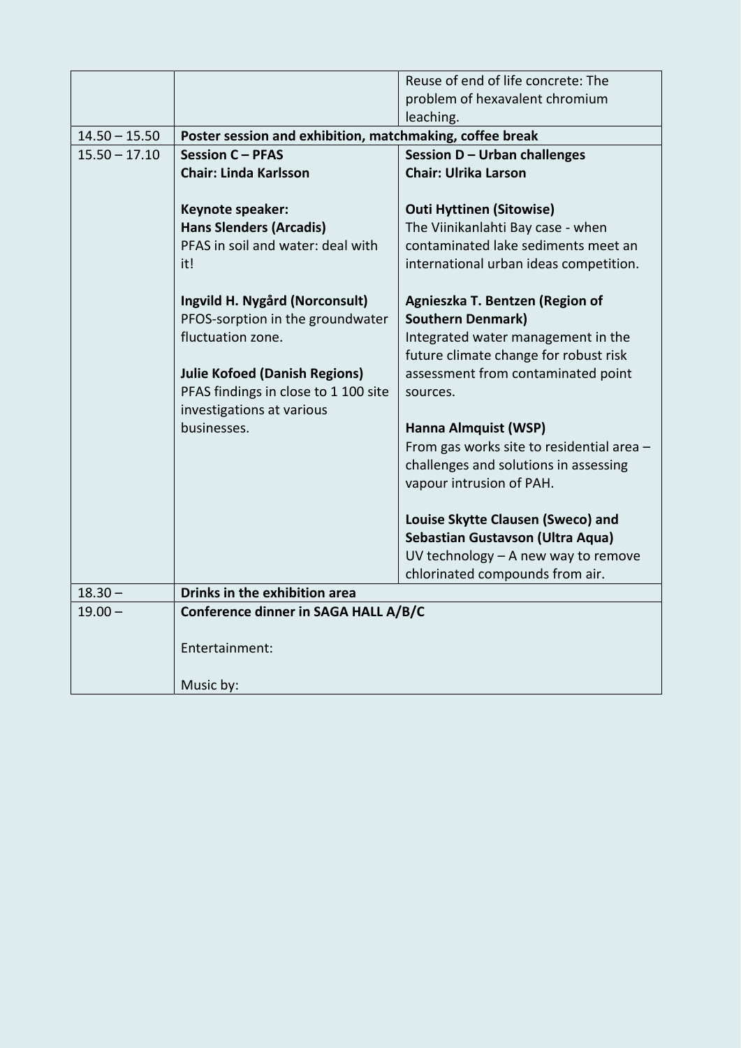| | | |
|---|---|---|
| | | Reuse of end of life concrete: The problem of hexavalent chromium leaching. |
| 14.50 – 15.50 | **Poster session and exhibition, matchmaking, coffee break** | |
| 15.50 – 17.10 | **Session C – PFAS**<br>**Chair: Linda Karlsson**<br><br>**Keynote speaker:**<br>**Hans Slenders (Arcadis)**<br>PFAS in soil and water: deal with it!<br><br>**Ingvild H. Nygård (Norconsult)**<br>PFOS-sorption in the groundwater fluctuation zone.<br><br>**Julie Kofoed (Danish Regions)**<br>PFAS findings in close to 1 100 site investigations at various businesses. | **Session D – Urban challenges**<br>**Chair: Ulrika Larson**<br><br>**Outi Hyttinen (Sitowise)**<br>The Viinikanlahti Bay case - when contaminated lake sediments meet an international urban ideas competition.<br><br>**Agnieszka T. Bentzen (Region of Southern Denmark)**<br>Integrated water management in the future climate change for robust risk assessment from contaminated point sources.<br><br>**Hanna Almquist (WSP)**<br>From gas works site to residential area – challenges and solutions in assessing vapour intrusion of PAH.<br><br>**Louise Skytte Clausen (Sweco) and Sebastian Gustavson (Ultra Aqua)**<br>UV technology – A new way to remove chlorinated compounds from air. |
| 18.30 – | **Drinks in the exhibition area** | |
| 19.00 – | **Conference dinner in SAGA HALL A/B/C**<br><br>Entertainment:<br><br>Music by: | |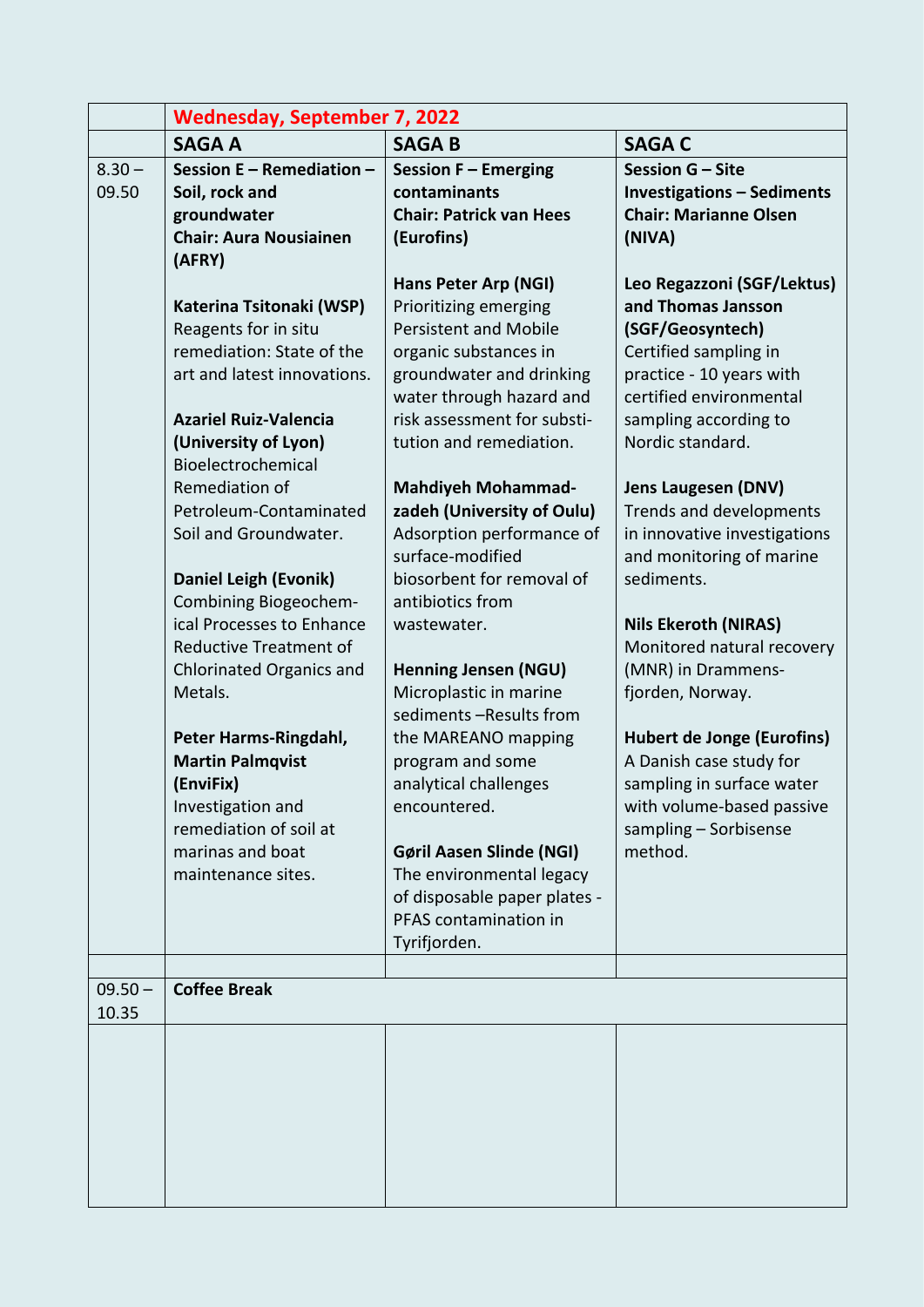| | Wednesday, September 7, 2022 | | |
|---|---|---|---|
| | **SAGA A** | **SAGA B** | **SAGA C** |
| 8.30 – 09.50 | **Session E – Remediation – Soil, rock and groundwater**<br>**Chair: Aura Nousiainen (AFRY)**<br><br>**Katerina Tsitonaki (WSP)**<br>Reagents for in situ remediation: State of the art and latest innovations.<br><br>**Azariel Ruiz-Valencia (University of Lyon)**<br>Bioelectrochemical Remediation of Petroleum-Contaminated Soil and Groundwater.<br><br>**Daniel Leigh (Evonik)**<br>Combining Biogeochem-ical Processes to Enhance Reductive Treatment of Chlorinated Organics and Metals.<br><br>**Peter Harms-Ringdahl, Martin Palmqvist (EnviFix)**<br>Investigation and remediation of soil at marinas and boat maintenance sites. | **Session F – Emerging contaminants**<br>**Chair: Patrick van Hees (Eurofins)**<br><br>**Hans Peter Arp (NGI)**<br>Prioritizing emerging Persistent and Mobile organic substances in groundwater and drinking water through hazard and risk assessment for substi-tution and remediation.<br><br>**Mahdiyeh Mohammad-zadeh (University of Oulu)**<br>Adsorption performance of surface-modified biosorbent for removal of antibiotics from wastewater.<br><br>**Henning Jensen (NGU)**<br>Microplastic in marine sediments –Results from the MAREANO mapping program and some analytical challenges encountered.<br><br>**Gøril Aasen Slinde (NGI)**<br>The environmental legacy of disposable paper plates - PFAS contamination in Tyrifjorden. | **Session G – Site Investigations – Sediments**<br>**Chair: Marianne Olsen (NIVA)**<br><br>**Leo Regazzoni (SGF/Lektus) and Thomas Jansson (SGF/Geosyntech)**<br>Certified sampling in practice - 10 years with certified environmental sampling according to Nordic standard.<br><br>**Jens Laugesen (DNV)**<br>Trends and developments in innovative investigations and monitoring of marine sediments.<br><br>**Nils Ekeroth (NIRAS)**<br>Monitored natural recovery (MNR) in Drammens-fjorden, Norway.<br><br>**Hubert de Jonge (Eurofins)**<br>A Danish case study for sampling in surface water with volume-based passive sampling – Sorbisense method. |
| | | | |
| 09.50 – 10.35 | **Coffee Break** | | |
| | | | |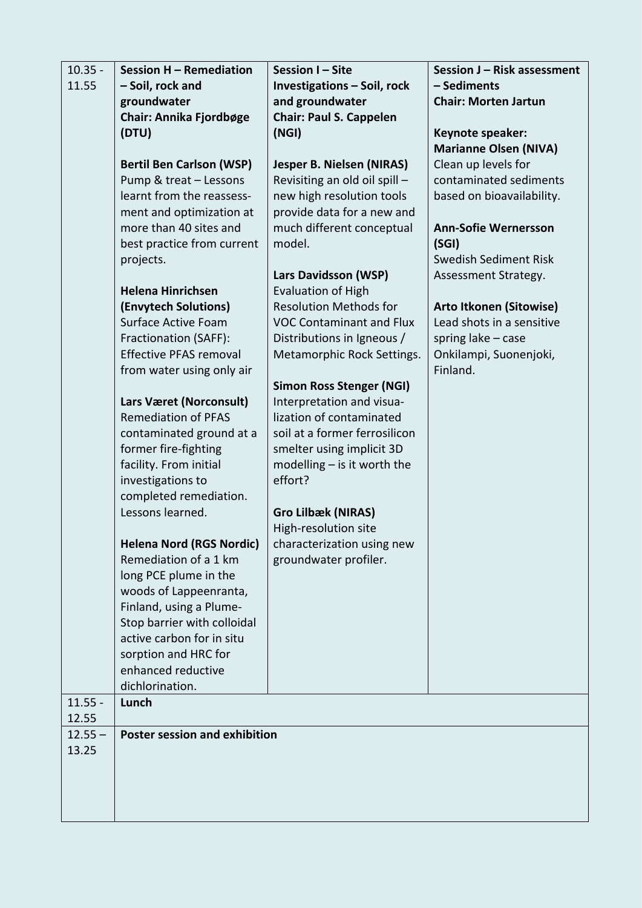| 10.35 - 11.55 | **Session H – Remediation – Soil, rock and groundwater**<br>**Chair: Annika Fjordbøge (DTU)**<br><br>**Bertil Ben Carlson (WSP)**<br>Pump & treat – Lessons learnt from the reassessment and optimization at more than 40 sites and best practice from current projects.<br><br>**Helena Hinrichsen (Envytech Solutions)**<br>Surface Active Foam Fractionation (SAFF): Effective PFAS removal from water using only air<br><br>**Lars Været (Norconsult)**<br>Remediation of PFAS contaminated ground at a former fire-fighting facility. From initial investigations to completed remediation. Lessons learned.<br><br>**Helena Nord (RGS Nordic)**<br>Remediation of a 1 km long PCE plume in the woods of Lappeenranta, Finland, using a Plume-Stop barrier with colloidal active carbon for in situ sorption and HRC for enhanced reductive dichlorination. | **Session I – Site Investigations – Soil, rock and groundwater**<br>**Chair: Paul S. Cappelen (NGI)**<br><br>**Jesper B. Nielsen (NIRAS)**<br>Revisiting an old oil spill – new high resolution tools provide data for a new and much different conceptual model.<br><br>**Lars Davidsson (WSP)**<br>Evaluation of High Resolution Methods for VOC Contaminant and Flux Distributions in Igneous / Metamorphic Rock Settings.<br><br>**Simon Ross Stenger (NGI)**<br>Interpretation and visualization of contaminated soil at a former ferrosilicon smelter using implicit 3D modelling – is it worth the effort?<br><br>**Gro Lilbæk (NIRAS)**<br>High-resolution site characterization using new groundwater profiler. | **Session J – Risk assessment – Sediments**<br>**Chair: Morten Jartun**<br><br>**Keynote speaker: Marianne Olsen (NIVA)**<br>Clean up levels for contaminated sediments based on bioavailability.<br><br>**Ann-Sofie Wernersson (SGI)**<br>Swedish Sediment Risk Assessment Strategy.<br><br>**Arto Itkonen (Sitowise)**<br>Lead shots in a sensitive spring lake – case Onkilampi, Suonenjoki, Finland. |
|---|---|---|---|
| 11.55 - 12.55 | **Lunch** | | |
| 12.55 – 13.25 | **Poster session and exhibition** | | |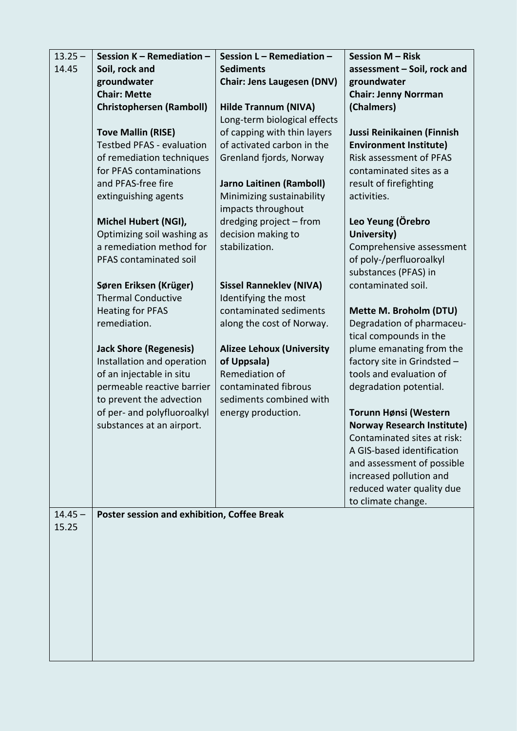| | | | |
|---|---|---|---|
| 13.25 – 14.45 | **Session K – Remediation – Soil, rock and groundwater**<br>**Chair: Mette Christophersen (Ramboll)**<br><br>**Tove Mallin (RISE)**<br>Testbed PFAS - evaluation of remediation techniques for PFAS contaminations and PFAS-free fire extinguishing agents<br><br>**Michel Hubert (NGI),**<br>Optimizing soil washing as a remediation method for PFAS contaminated soil<br><br>**Søren Eriksen (Krüger)**<br>Thermal Conductive Heating for PFAS remediation.<br><br>**Jack Shore (Regenesis)**<br>Installation and operation of an injectable in situ permeable reactive barrier to prevent the advection of per- and polyfluoroalkyl substances at an airport. | **Session L – Remediation – Sediments**<br>**Chair: Jens Laugesen (DNV)**<br><br>**Hilde Trannum (NIVA)**<br>Long-term biological effects of capping with thin layers of activated carbon in the Grenland fjords, Norway<br><br>**Jarno Laitinen (Ramboll)**<br>Minimizing sustainability impacts throughout dredging project – from decision making to stabilization.<br><br>**Sissel Ranneklev (NIVA)**<br>Identifying the most contaminated sediments along the cost of Norway.<br><br>**Alizee Lehoux (University of Uppsala)**<br>Remediation of contaminated fibrous sediments combined with energy production. | **Session M – Risk assessment – Soil, rock and groundwater**<br>**Chair: Jenny Norrman (Chalmers)**<br><br>**Jussi Reinikainen (Finnish Environment Institute)**<br>Risk assessment of PFAS contaminated sites as a result of firefighting activities.<br><br>**Leo Yeung (Örebro University)**<br>Comprehensive assessment of poly-/perfluoroalkyl substances (PFAS) in contaminated soil.<br><br>**Mette M. Broholm (DTU)**<br>Degradation of pharmaceu-tical compounds in the plume emanating from the factory site in Grindsted – tools and evaluation of degradation potential.<br><br>**Torunn Hønsi (Western Norway Research Institute)**<br>Contaminated sites at risk: A GIS-based identification and assessment of possible increased pollution and reduced water quality due to climate change. |
| 14.45 – 15.25 | **Poster session and exhibition, Coffee Break** | | |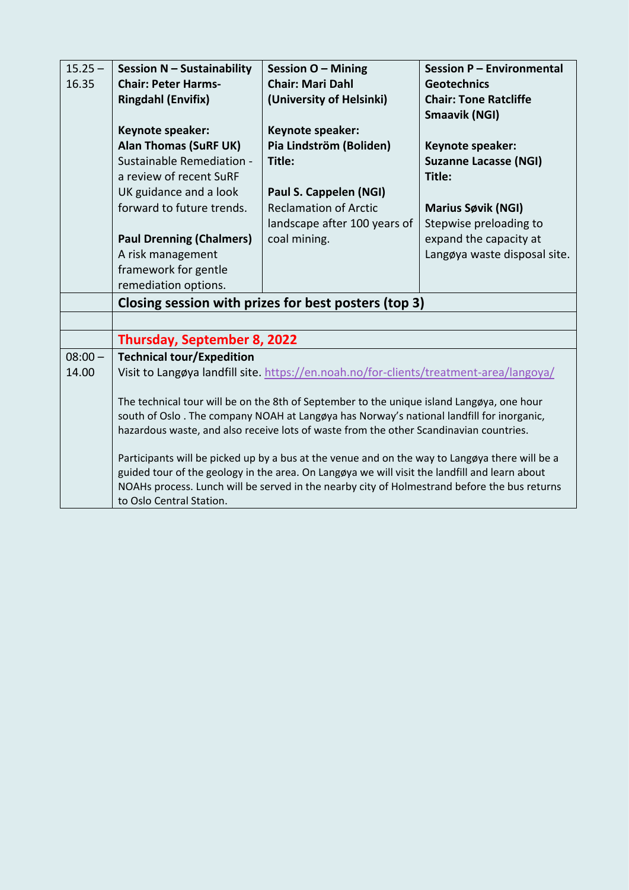| | | | |
|---|---|---|---|
| 15.25 – 16.35 | **Session N – Sustainability**<br>**Chair: Peter Harms-Ringdahl (Envifix)**<br><br>**Keynote speaker:**<br>**Alan Thomas (SuRF UK)**<br>Sustainable Remediation - a review of recent SuRF UK guidance and a look forward to future trends.<br><br>**Paul Drenning (Chalmers)**<br>A risk management framework for gentle remediation options. | **Session O – Mining**<br>**Chair: Mari Dahl (University of Helsinki)**<br><br>**Keynote speaker:**<br>**Pia Lindström (Boliden)**<br>**Title:**<br><br>**Paul S. Cappelen (NGI)**<br>Reclamation of Arctic landscape after 100 years of coal mining. | **Session P – Environmental Geotechnics**<br>**Chair: Tone Ratcliffe Smaavik (NGI)**<br><br>**Keynote speaker:**<br>**Suzanne Lacasse (NGI)**<br>**Title:**<br><br>**Marius Søvik (NGI)**<br>Stepwise preloading to expand the capacity at Langøya waste disposal site. |
| | **Closing session with prizes for best posters (top 3)** | | |
| | | | |
| | **Thursday, September 8, 2022** | | |
| 08:00 – 14.00 | **Technical tour/Expedition**<br>Visit to Langøya landfill site. https://en.noah.no/for-clients/treatment-area/langoya/<br><br>The technical tour will be on the 8th of September to the unique island Langøya, one hour south of Oslo . The company NOAH at Langøya has Norway's national landfill for inorganic, hazardous waste, and also receive lots of waste from the other Scandinavian countries.<br><br>Participants will be picked up by a bus at the venue and on the way to Langøya there will be a guided tour of the geology in the area. On Langøya we will visit the landfill and learn about NOAHs process. Lunch will be served in the nearby city of Holmestrand before the bus returns to Oslo Central Station. | | |